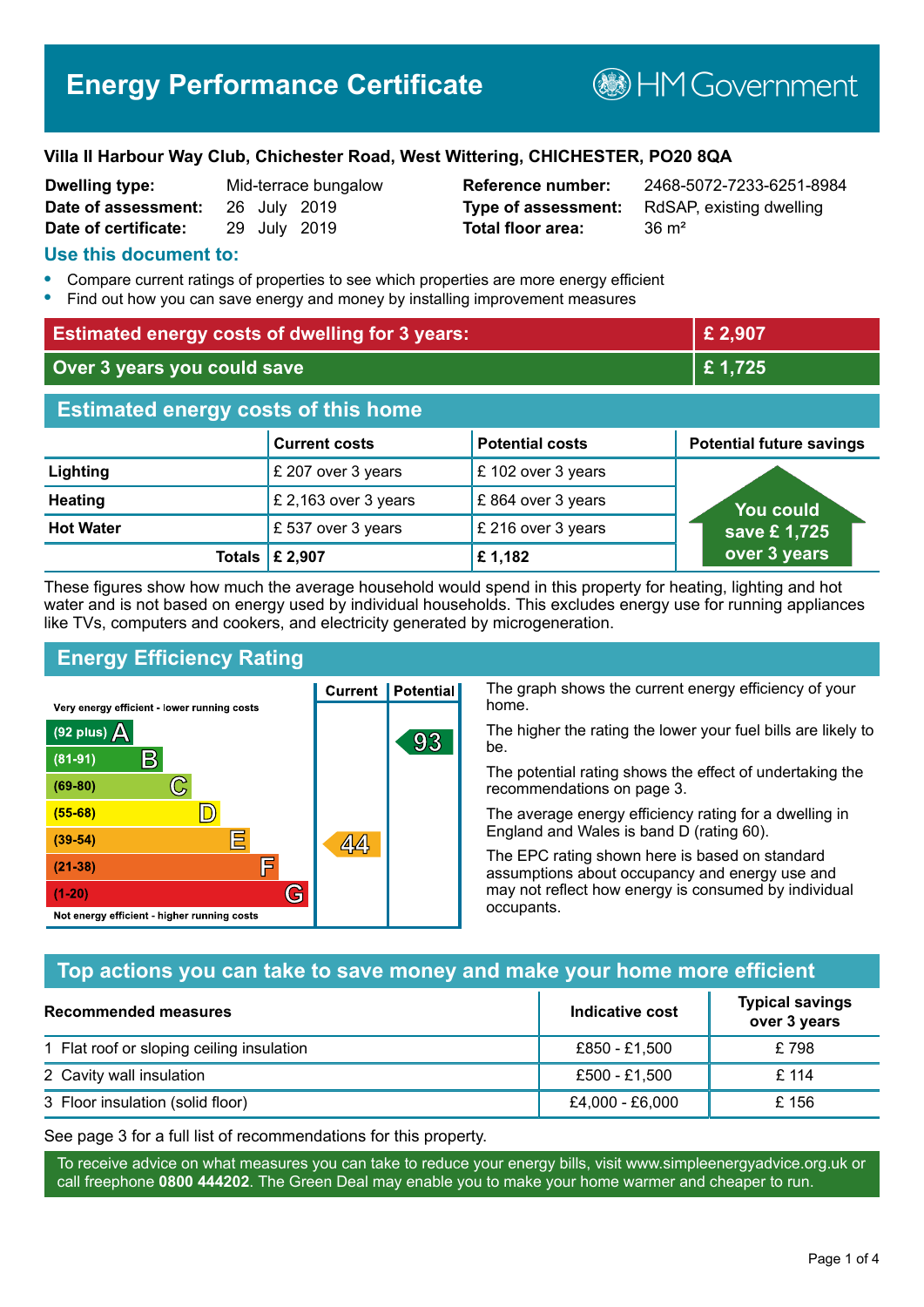# Energy Performance Certificate

HM Government

**Villa II Harbour Way Club, Chichester Road, West Wittering, CHICHESTER, PO20 8QA**

| | | | |
|---|---|---|---|
| **Dwelling type:** | Mid-terrace bungalow | **Reference number:** | 2468-5072-7233-6251-8984 |
| **Date of assessment:** | 26 July 2019 | **Type of assessment:** | RdSAP, existing dwelling |
| **Date of certificate:** | 29 July 2019 | **Total floor area:** | 36 m² |

## Use this document to:

- Compare current ratings of properties to see which properties are more energy efficient
- Find out how you can save energy and money by installing improvement measures

| | |
|---|---|
| **Estimated energy costs of dwelling for 3 years:** | **£ 2,907** |
| **Over 3 years you could save** | **£ 1,725** |

## Estimated energy costs of this home

| | Current costs | Potential costs | Potential future savings |
|---|---|---|---|
| **Lighting** | £ 207 over 3 years | £ 102 over 3 years | You could save £ 1,725 over 3 years |
| **Heating** | £ 2,163 over 3 years | £ 864 over 3 years | |
| **Hot Water** | £ 537 over 3 years | £ 216 over 3 years | |
| **Totals** | **£ 2,907** | **£ 1,182** | |

These figures show how much the average household would spend in this property for heating, lighting and hot water and is not based on energy used by individual households. This excludes energy use for running appliances like TVs, computers and cookers, and electricity generated by microgeneration.

## Energy Efficiency Rating

| Rating | Current | Potential |
|---|---|---|
| Very energy efficient - lower running costs | | |
| (92 plus) A | | 93 |
| (81-91) B | | |
| (69-80) C | | |
| (55-68) D | | |
| (39-54) E | 44 | |
| (21-38) F | | |
| (1-20) G | | |
| Not energy efficient - higher running costs | | |

The graph shows the current energy efficiency of your home.

The higher the rating the lower your fuel bills are likely to be.

The potential rating shows the effect of undertaking the recommendations on page 3.

The average energy efficiency rating for a dwelling in England and Wales is band D (rating 60).

The EPC rating shown here is based on standard assumptions about occupancy and energy use and may not reflect how energy is consumed by individual occupants.

## Top actions you can take to save money and make your home more efficient

| Recommended measures | Indicative cost | Typical savings over 3 years |
|---|---|---|
| 1 Flat roof or sloping ceiling insulation | £850 - £1,500 | £ 798 |
| 2 Cavity wall insulation | £500 - £1,500 | £ 114 |
| 3 Floor insulation (solid floor) | £4,000 - £6,000 | £ 156 |

See page 3 for a full list of recommendations for this property.

To receive advice on what measures you can take to reduce your energy bills, visit www.simpleenergyadvice.org.uk or call freephone **0800 444202**. The Green Deal may enable you to make your home warmer and cheaper to run.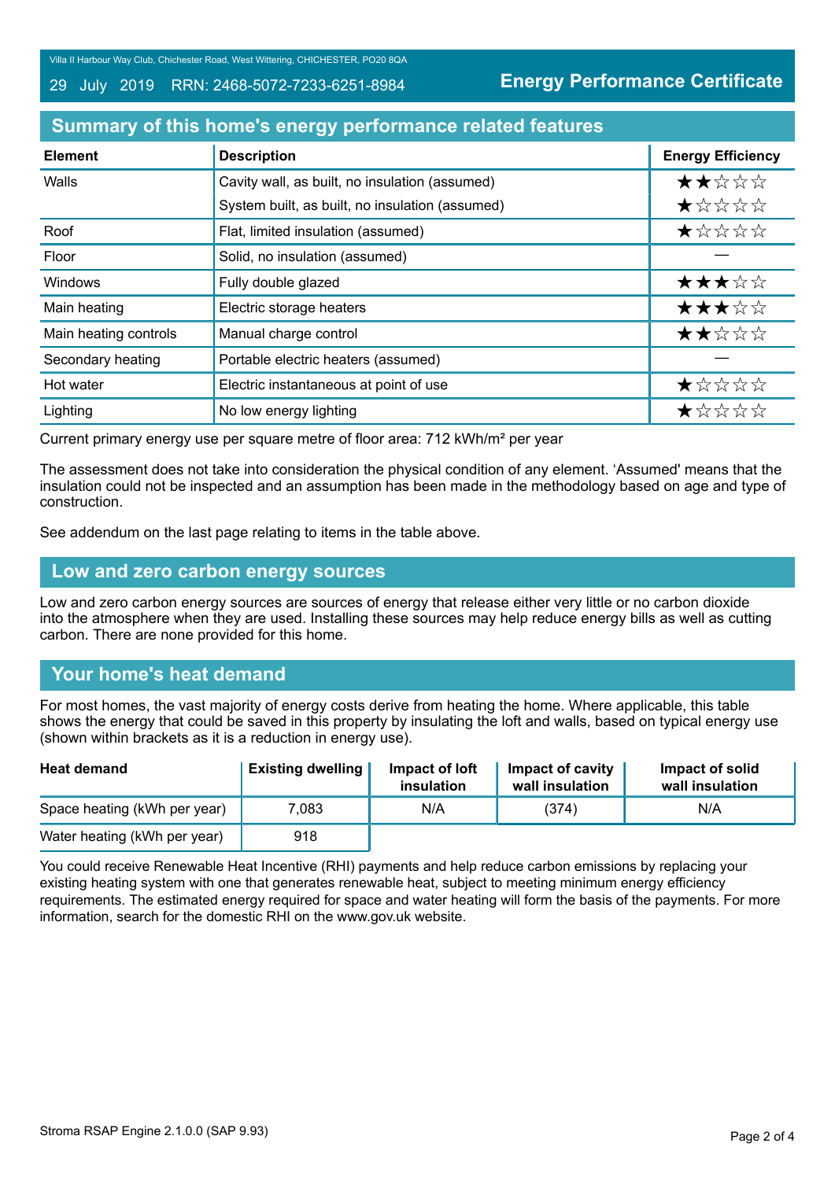Villa II Harbour Way Club, Chichester Road, West Wittering, CHICHESTER, PO20 8QA

29 July 2019 RRN: 2468-5072-7233-6251-8984

**Energy Performance Certificate**

## Summary of this home's energy performance related features

| Element | Description | Energy Efficiency |
|---|---|---|
| Walls | Cavity wall, as built, no insulation (assumed) | ★★☆☆☆ |
| | System built, as built, no insulation (assumed) | ★☆☆☆☆ |
| Roof | Flat, limited insulation (assumed) | ★☆☆☆☆ |
| Floor | Solid, no insulation (assumed) | — |
| Windows | Fully double glazed | ★★★☆☆ |
| Main heating | Electric storage heaters | ★★★☆☆ |
| Main heating controls | Manual charge control | ★★☆☆☆ |
| Secondary heating | Portable electric heaters (assumed) | — |
| Hot water | Electric instantaneous at point of use | ★☆☆☆☆ |
| Lighting | No low energy lighting | ★☆☆☆☆ |

Current primary energy use per square metre of floor area: 712 kWh/m² per year

The assessment does not take into consideration the physical condition of any element. 'Assumed' means that the insulation could not be inspected and an assumption has been made in the methodology based on age and type of construction.

See addendum on the last page relating to items in the table above.

## Low and zero carbon energy sources

Low and zero carbon energy sources are sources of energy that release either very little or no carbon dioxide into the atmosphere when they are used. Installing these sources may help reduce energy bills as well as cutting carbon. There are none provided for this home.

## Your home's heat demand

For most homes, the vast majority of energy costs derive from heating the home. Where applicable, this table shows the energy that could be saved in this property by insulating the loft and walls, based on typical energy use (shown within brackets as it is a reduction in energy use).

| Heat demand | Existing dwelling | Impact of loft insulation | Impact of cavity wall insulation | Impact of solid wall insulation |
|---|---|---|---|---|
| Space heating (kWh per year) | 7,083 | N/A | (374) | N/A |
| Water heating (kWh per year) | 918 | | | |

You could receive Renewable Heat Incentive (RHI) payments and help reduce carbon emissions by replacing your existing heating system with one that generates renewable heat, subject to meeting minimum energy efficiency requirements. The estimated energy required for space and water heating will form the basis of the payments. For more information, search for the domestic RHI on the www.gov.uk website.

Stroma RSAP Engine 2.1.0.0 (SAP 9.93)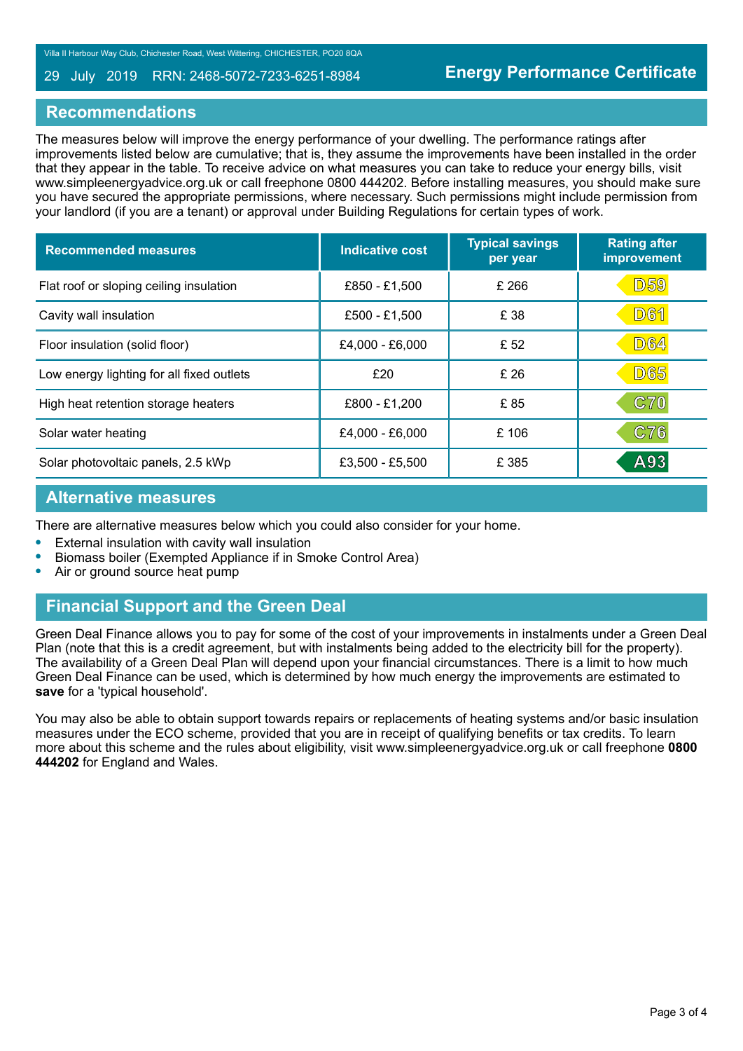## Recommendations

The measures below will improve the energy performance of your dwelling. The performance ratings after improvements listed below are cumulative; that is, they assume the improvements have been installed in the order that they appear in the table. To receive advice on what measures you can take to reduce your energy bills, visit www.simpleenergyadvice.org.uk or call freephone 0800 444202. Before installing measures, you should make sure you have secured the appropriate permissions, where necessary. Such permissions might include permission from your landlord (if you are a tenant) or approval under Building Regulations for certain types of work.

| Recommended measures | Indicative cost | Typical savings per year | Rating after improvement |
|---|---|---|---|
| Flat roof or sloping ceiling insulation | £850 - £1,500 | £ 266 | D59 |
| Cavity wall insulation | £500 - £1,500 | £ 38 | D61 |
| Floor insulation (solid floor) | £4,000 - £6,000 | £ 52 | D64 |
| Low energy lighting for all fixed outlets | £20 | £ 26 | D65 |
| High heat retention storage heaters | £800 - £1,200 | £ 85 | C70 |
| Solar water heating | £4,000 - £6,000 | £ 106 | C76 |
| Solar photovoltaic panels, 2.5 kWp | £3,500 - £5,500 | £ 385 | A93 |

## Alternative measures

There are alternative measures below which you could also consider for your home.

- External insulation with cavity wall insulation
- Biomass boiler (Exempted Appliance if in Smoke Control Area)
- Air or ground source heat pump

## Financial Support and the Green Deal

Green Deal Finance allows you to pay for some of the cost of your improvements in instalments under a Green Deal Plan (note that this is a credit agreement, but with instalments being added to the electricity bill for the property). The availability of a Green Deal Plan will depend upon your financial circumstances. There is a limit to how much Green Deal Finance can be used, which is determined by how much energy the improvements are estimated to **save** for a 'typical household'.

You may also be able to obtain support towards repairs or replacements of heating systems and/or basic insulation measures under the ECO scheme, provided that you are in receipt of qualifying benefits or tax credits. To learn more about this scheme and the rules about eligibility, visit www.simpleenergyadvice.org.uk or call freephone **0800 444202** for England and Wales.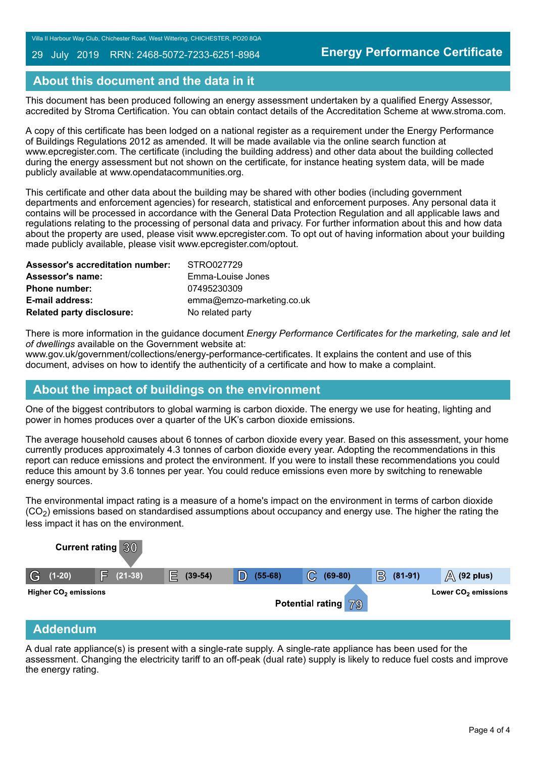Villa II Harbour Way Club, Chichester Road, West Wittering, CHICHESTER, PO20 8QA

29 July 2019 RRN: 2468-5072-7233-6251-8984

**Energy Performance Certificate**

## About this document and the data in it

This document has been produced following an energy assessment undertaken by a qualified Energy Assessor, accredited by Stroma Certification. You can obtain contact details of the Accreditation Scheme at www.stroma.com.

A copy of this certificate has been lodged on a national register as a requirement under the Energy Performance of Buildings Regulations 2012 as amended. It will be made available via the online search function at www.epcregister.com. The certificate (including the building address) and other data about the building collected during the energy assessment but not shown on the certificate, for instance heating system data, will be made publicly available at www.opendatacommunities.org.

This certificate and other data about the building may be shared with other bodies (including government departments and enforcement agencies) for research, statistical and enforcement purposes. Any personal data it contains will be processed in accordance with the General Data Protection Regulation and all applicable laws and regulations relating to the processing of personal data and privacy. For further information about this and how data about the property are used, please visit www.epcregister.com. To opt out of having information about your building made publicly available, please visit www.epcregister.com/optout.

| | |
|---|---|
| **Assessor's accreditation number:** | STRO027729 |
| **Assessor's name:** | Emma-Louise Jones |
| **Phone number:** | 07495230309 |
| **E-mail address:** | emma@emzo-marketing.co.uk |
| **Related party disclosure:** | No related party |

There is more information in the guidance document *Energy Performance Certificates for the marketing, sale and let of dwellings* available on the Government website at: www.gov.uk/government/collections/energy-performance-certificates. It explains the content and use of this document, advises on how to identify the authenticity of a certificate and how to make a complaint.

## About the impact of buildings on the environment

One of the biggest contributors to global warming is carbon dioxide. The energy we use for heating, lighting and power in homes produces over a quarter of the UK's carbon dioxide emissions.

The average household causes about 6 tonnes of carbon dioxide every year. Based on this assessment, your home currently produces approximately 4.3 tonnes of carbon dioxide every year. Adopting the recommendations in this report can reduce emissions and protect the environment. If you were to install these recommendations you could reduce this amount by 3.6 tonnes per year. You could reduce emissions even more by switching to renewable energy sources.

The environmental impact rating is a measure of a home's impact on the environment in terms of carbon dioxide ($CO_2$) emissions based on standardised assumptions about occupancy and energy use. The higher the rating the less impact it has on the environment.

Current rating 30

G (1-20) F (21-38) E (39-54) D (55-68) C (69-80) B (81-91) A (92 plus)

Higher $CO_2$ emissions

Lower $CO_2$ emissions

Potential rating 79

## Addendum

A dual rate appliance(s) is present with a single-rate supply. A single-rate appliance has been used for the assessment. Changing the electricity tariff to an off-peak (dual rate) supply is likely to reduce fuel costs and improve the energy rating.